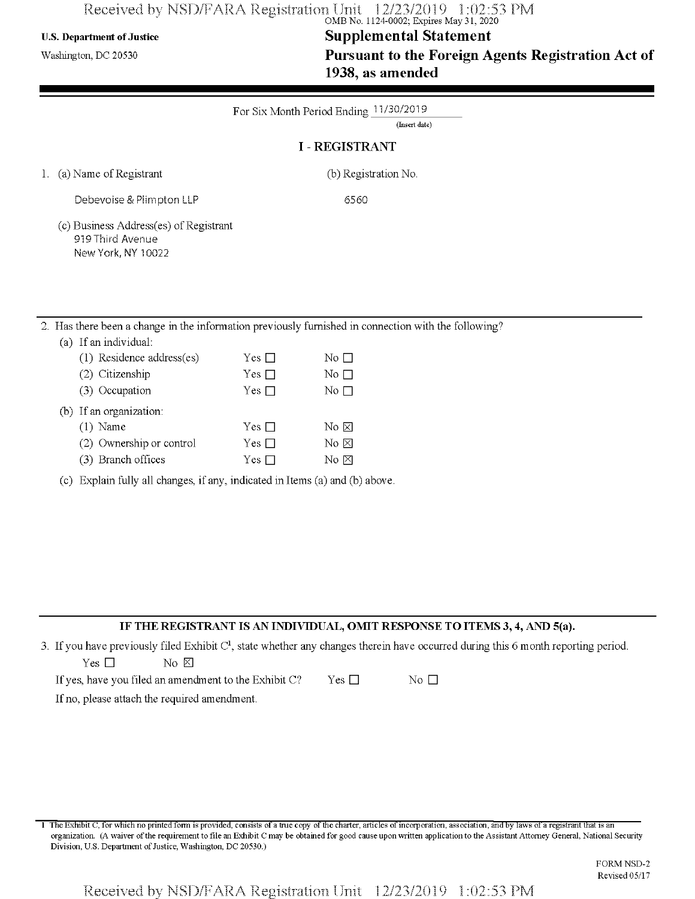OMB No. 1124-0002; Expires May 31, 2020

**U.S. Department of Justice**
Washington, DC 20530

# Supplemental Statement Pursuant to the Foreign Agents Registration Act of 1938, as amended

For Six Month Period Ending 11/30/2019
(Insert date)

## I - REGISTRANT

1. (a) Name of Registrant

   Debevoise & Plimpton LLP

   (b) Registration No.

   6560

   (c) Business Address(es) of Registrant
   919 Third Avenue
   New York, NY 10022

2. Has there been a change in the information previously furnished in connection with the following?

   (a) If an individual:

   | | | |
   |---|---|---|
   | (1) Residence address(es) | Yes ☐ | No ☐ |
   | (2) Citizenship | Yes ☐ | No ☐ |
   | (3) Occupation | Yes ☐ | No ☐ |

   (b) If an organization:

   | | | |
   |---|---|---|
   | (1) Name | Yes ☐ | No ☒ |
   | (2) Ownership or control | Yes ☐ | No ☒ |
   | (3) Branch offices | Yes ☐ | No ☒ |

   (c) Explain fully all changes, if any, indicated in Items (a) and (b) above.

**IF THE REGISTRANT IS AN INDIVIDUAL, OMIT RESPONSE TO ITEMS 3, 4, AND 5(a).**

3. If you have previously filed Exhibit C[1], state whether any changes therein have occurred during this 6 month reporting period.

   Yes ☐ No ☒

   If yes, have you filed an amendment to the Exhibit C? Yes ☐ No ☐

   If no, please attach the required amendment.

[1] The Exhibit C, for which no printed form is provided, consists of a true copy of the charter, articles of incorporation, association, and by laws of a registrant that is an organization. (A waiver of the requirement to file an Exhibit C may be obtained for good cause upon written application to the Assistant Attorney General, National Security Division, U.S. Department of Justice, Washington, DC 20530.)

FORM NSD-2
Revised 05/17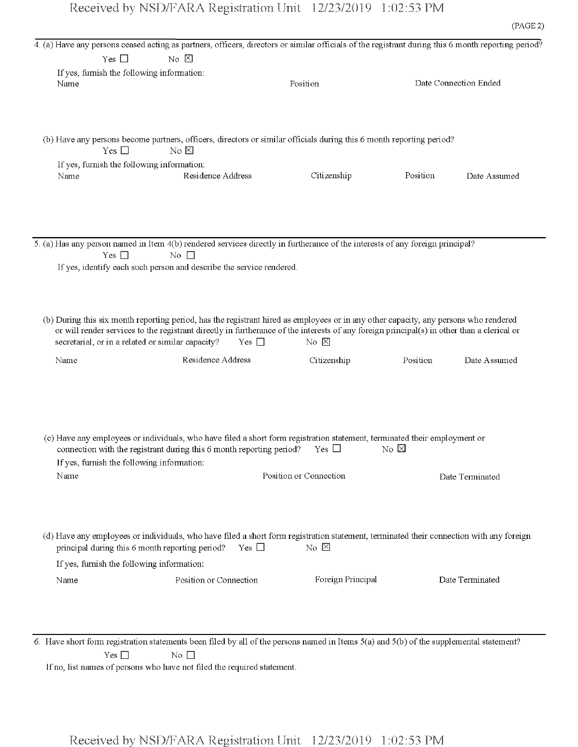4. (a) Have any persons ceased acting as partners, officers, directors or similar officials of the registrant during this 6 month reporting period?

Yes ☐ No ☒

If yes, furnish the following information:

| Name | Position | Date Connection Ended |
|---|---|---|

(b) Have any persons become partners, officers, directors or similar officials during this 6 month reporting period?

Yes ☐ No ☒

If yes, furnish the following information:

| Name | Residence Address | Citizenship | Position | Date Assumed |
|---|---|---|---|---|

5. (a) Has any person named in Item 4(b) rendered services directly in furtherance of the interests of any foreign principal?

Yes ☐ No ☐

If yes, identify each such person and describe the service rendered.

(b) During this six month reporting period, has the registrant hired as employees or in any other capacity, any persons who rendered or will render services to the registrant directly in furtherance of the interests of any foreign principal(s) in other than a clerical or secretarial, or in a related or similar capacity? Yes ☐ No ☒

| Name | Residence Address | Citizenship | Position | Date Assumed |
|---|---|---|---|---|

(c) Have any employees or individuals, who have filed a short form registration statement, terminated their employment or connection with the registrant during this 6 month reporting period? Yes ☐ No ☒

If yes, furnish the following information:

| Name | Position or Connection | Date Terminated |
|---|---|---|

(d) Have any employees or individuals, who have filed a short form registration statement, terminated their connection with any foreign principal during this 6 month reporting period? Yes ☐ No ☒

If yes, furnish the following information:

| Name | Position or Connection | Foreign Principal | Date Terminated |
|---|---|---|---|

6. Have short form registration statements been filed by all of the persons named in Items 5(a) and 5(b) of the supplemental statement?

Yes ☐ No ☐

If no, list names of persons who have not filed the required statement.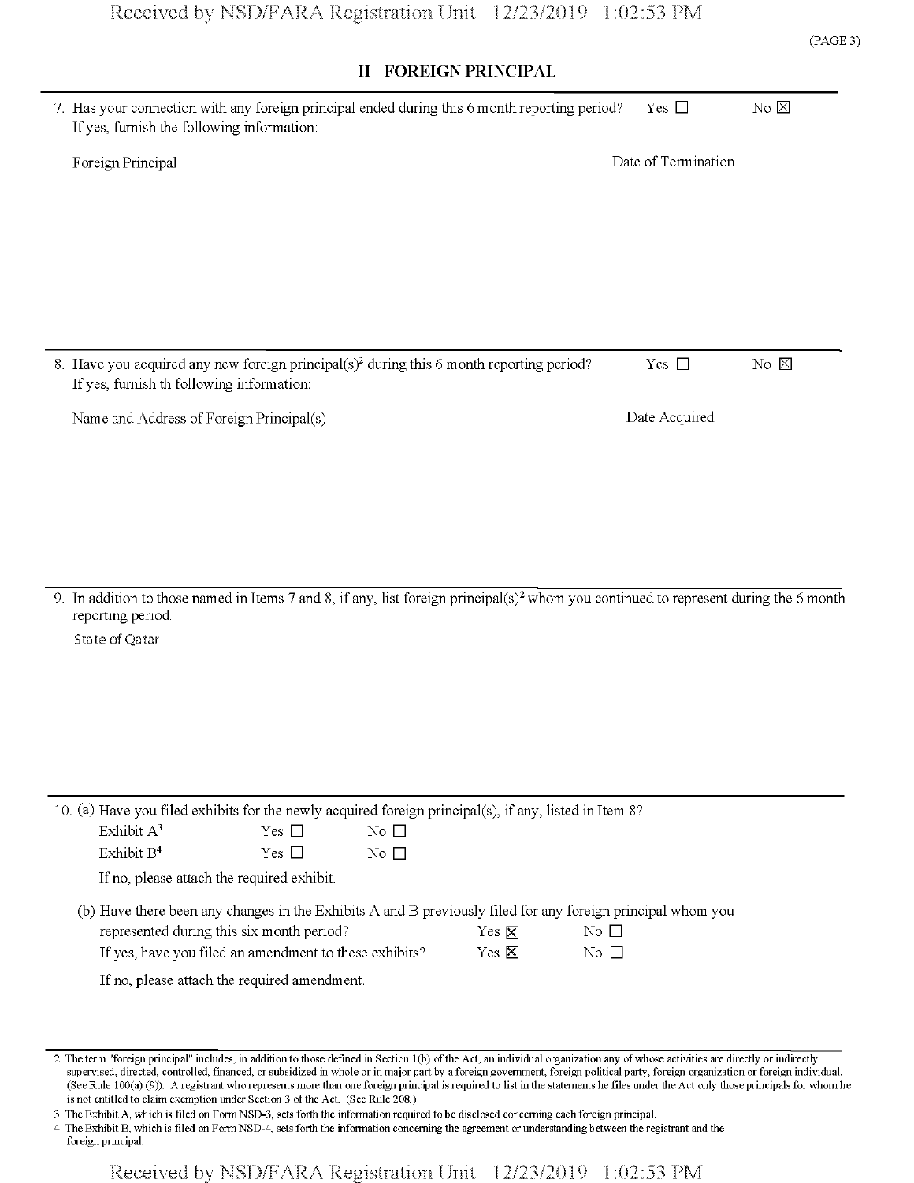## II - FOREIGN PRINCIPAL

7. Has your connection with any foreign principal ended during this 6 month reporting period? Yes ☐ No ☒
   If yes, furnish the following information:

| Foreign Principal | Date of Termination |
| --- | --- |
| | |

8. Have you acquired any new foreign principal(s)[2] during this 6 month reporting period? Yes ☐ No ☒
   If yes, furnish th following information:

| Name and Address of Foreign Principal(s) | Date Acquired |
| --- | --- |
| | |

9. In addition to those named in Items 7 and 8, if any, list foreign principal(s)[2] whom you continued to represent during the 6 month reporting period.

   State of Qatar

10. (a) Have you filed exhibits for the newly acquired foreign principal(s), if any, listed in Item 8?

    Exhibit A[3] Yes ☐ No ☐

    Exhibit B[4] Yes ☐ No ☐

    If no, please attach the required exhibit.

    (b) Have there been any changes in the Exhibits A and B previously filed for any foreign principal whom you represented during this six month period? Yes ☒ No ☐

    If yes, have you filed an amendment to these exhibits? Yes ☒ No ☐

    If no, please attach the required amendment.

---

2 The term "foreign principal" includes, in addition to those defined in Section 1(b) of the Act, an individual organization any of whose activities are directly or indirectly supervised, directed, controlled, financed, or subsidized in whole or in major part by a foreign government, foreign political party, foreign organization or foreign individual. (See Rule 100(a) (9)). A registrant who represents more than one foreign principal is required to list in the statements he files under the Act only those principals for whom he is not entitled to claim exemption under Section 3 of the Act. (See Rule 208.)

3 The Exhibit A, which is filed on Form NSD-3, sets forth the information required to be disclosed concerning each foreign principal.

4 The Exhibit B, which is filed on Form NSD-4, sets forth the information concerning the agreement or understanding between the registrant and the foreign principal.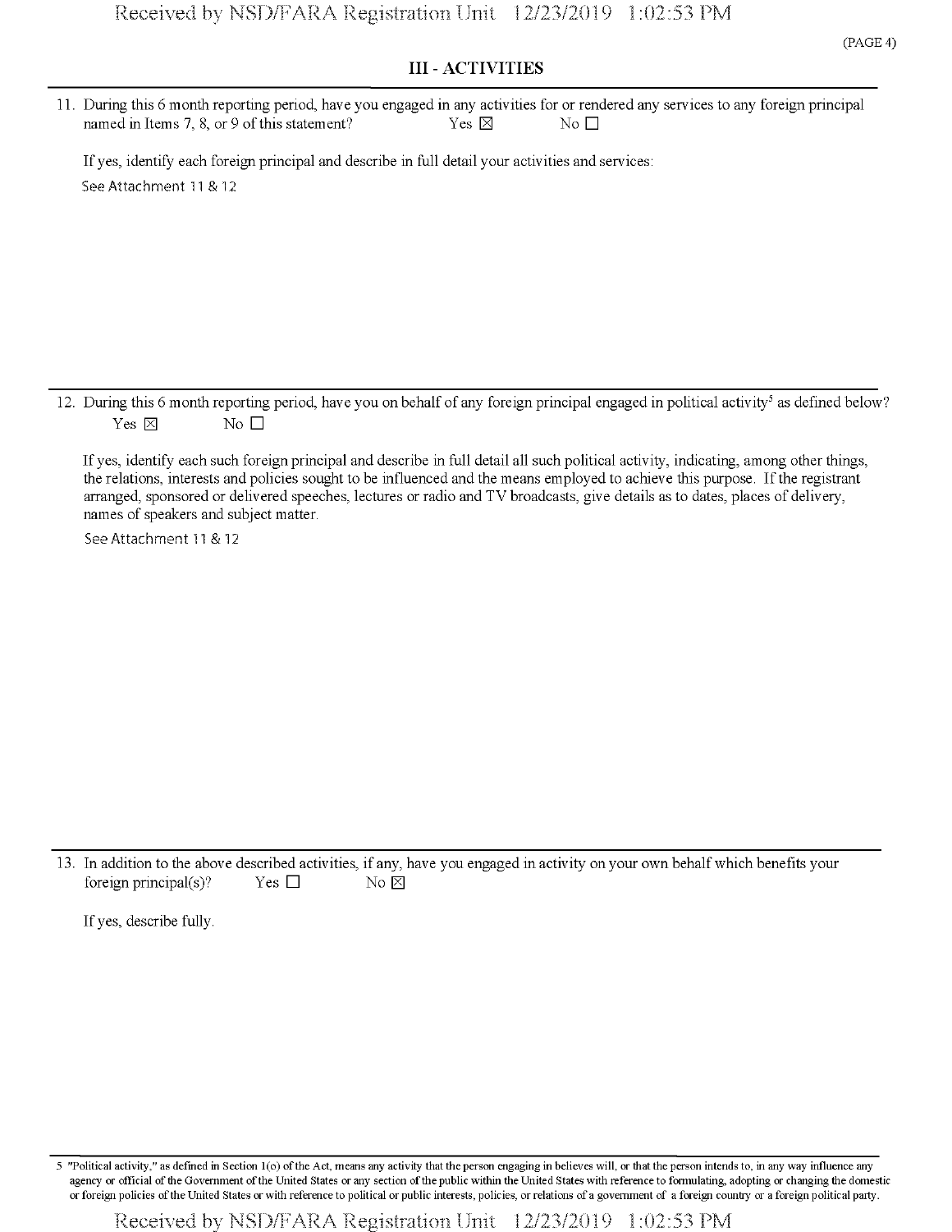## III - ACTIVITIES

11. During this 6 month reporting period, have you engaged in any activities for or rendered any services to any foreign principal named in Items 7, 8, or 9 of this statement? Yes ☒ No ☐

    If yes, identify each foreign principal and describe in full detail your activities and services:

    See Attachment 11 & 12

12. During this 6 month reporting period, have you on behalf of any foreign principal engaged in political activity[5] as defined below? Yes ☒ No ☐

    If yes, identify each such foreign principal and describe in full detail all such political activity, indicating, among other things, the relations, interests and policies sought to be influenced and the means employed to achieve this purpose. If the registrant arranged, sponsored or delivered speeches, lectures or radio and TV broadcasts, give details as to dates, places of delivery, names of speakers and subject matter.

    See Attachment 11 & 12

13. In addition to the above described activities, if any, have you engaged in activity on your own behalf which benefits your foreign principal(s)? Yes ☐ No ☒

    If yes, describe fully.

---

5 "Political activity," as defined in Section 1(o) of the Act, means any activity that the person engaging in believes will, or that the person intends to, in any way influence any agency or official of the Government of the United States or any section of the public within the United States with reference to formulating, adopting or changing the domestic or foreign policies of the United States or with reference to political or public interests, policies, or relations of a government of a foreign country or a foreign political party.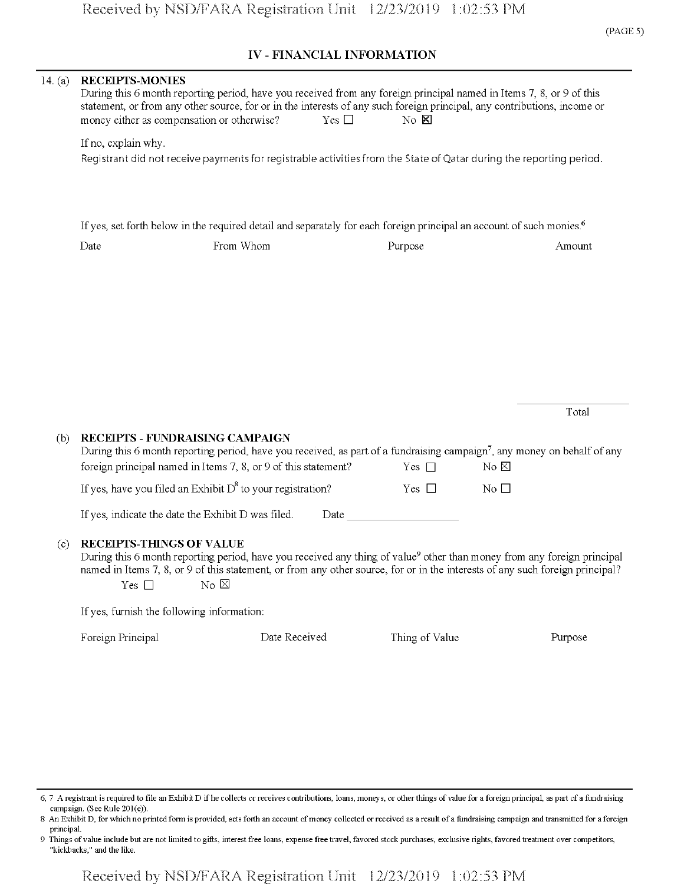(PAGE 5)

## IV - FINANCIAL INFORMATION

14. (a) **RECEIPTS-MONIES**

During this 6 month reporting period, have you received from any foreign principal named in Items 7, 8, or 9 of this statement, or from any other source, for or in the interests of any such foreign principal, any contributions, income or money either as compensation or otherwise? Yes ☐ No ☒

If no, explain why.

Registrant did not receive payments for registrable activities from the State of Qatar during the reporting period.

If yes, set forth below in the required detail and separately for each foreign principal an account of such monies.[6]

| Date | From Whom | Purpose | Amount |
|---|---|---|---|
| | | | |
| | | Total | |

(b) **RECEIPTS - FUNDRAISING CAMPAIGN**

During this 6 month reporting period, have you received, as part of a fundraising campaign[7], any money on behalf of any foreign principal named in Items 7, 8, or 9 of this statement? Yes ☐ No ☒

If yes, have you filed an Exhibit D[8] to your registration? Yes ☐ No ☐

If yes, indicate the date the Exhibit D was filed. Date ____________

(c) **RECEIPTS-THINGS OF VALUE**

During this 6 month reporting period, have you received any thing of value[9] other than money from any foreign principal named in Items 7, 8, or 9 of this statement, or from any other source, for or in the interests of any such foreign principal?

Yes ☐ No ☒

If yes, furnish the following information:

| Foreign Principal | Date Received | Thing of Value | Purpose |
|---|---|---|---|
| | | | |

---

6, 7 A registrant is required to file an Exhibit D if he collects or receives contributions, loans, moneys, or other things of value for a foreign principal, as part of a fundraising campaign. (See Rule 201(e)).

8 An Exhibit D, for which no printed form is provided, sets forth an account of money collected or received as a result of a fundraising campaign and transmitted for a foreign principal.

9 Things of value include but are not limited to gifts, interest free loans, expense free travel, favored stock purchases, exclusive rights, favored treatment over competitors, "kickbacks," and the like.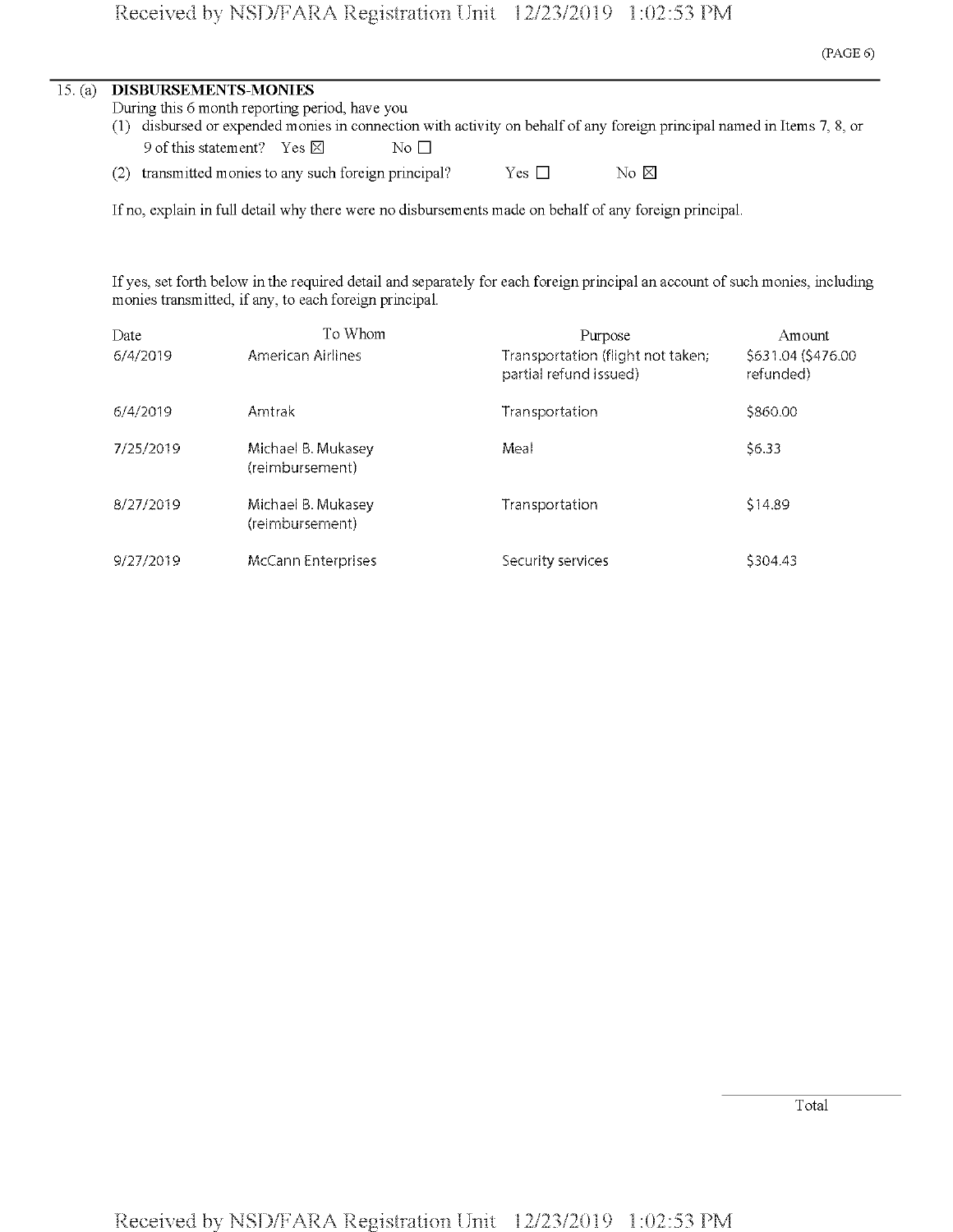(PAGE 6)

15. (a) **DISBURSEMENTS-MONIES**

During this 6 month reporting period, have you

(1) disbursed or expended monies in connection with activity on behalf of any foreign principal named in Items 7, 8, or 9 of this statement? Yes ☒ No ☐

(2) transmitted monies to any such foreign principal? Yes ☐ No ☒

If no, explain in full detail why there were no disbursements made on behalf of any foreign principal.

If yes, set forth below in the required detail and separately for each foreign principal an account of such monies, including monies transmitted, if any, to each foreign principal.

| Date | To Whom | Purpose | Amount |
|---|---|---|---|
| 6/4/2019 | American Airlines | Transportation (flight not taken; partial refund issued) | $631.04 ($476.00 refunded) |
| 6/4/2019 | Amtrak | Transportation | $860.00 |
| 7/25/2019 | Michael B. Mukasey (reimbursement) | Meal | $6.33 |
| 8/27/2019 | Michael B. Mukasey (reimbursement) | Transportation | $14.89 |
| 9/27/2019 | McCann Enterprises | Security services | $304.43 |

Total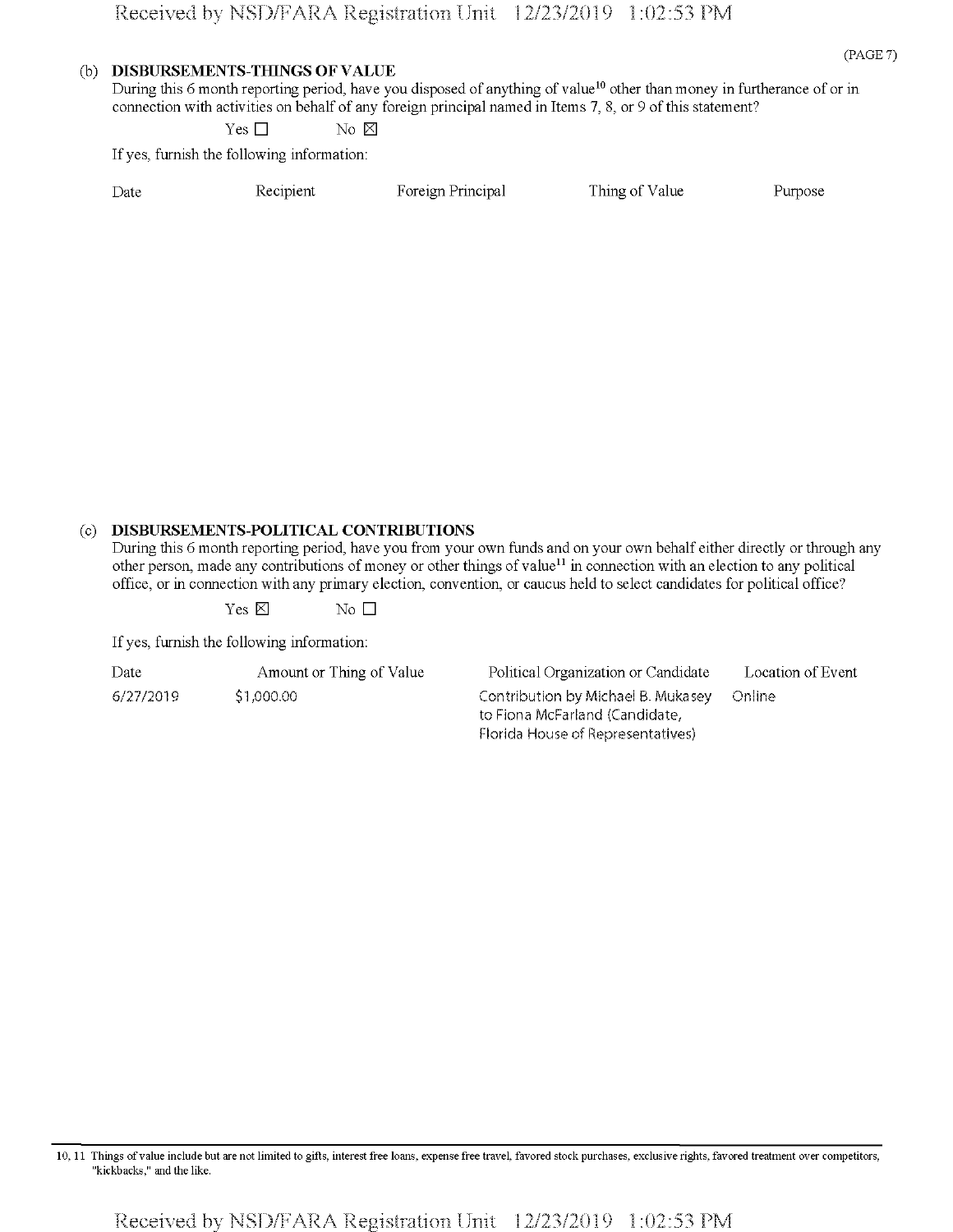(b) **DISBURSEMENTS-THINGS OF VALUE**

During this 6 month reporting period, have you disposed of anything of value[10] other than money in furtherance of or in connection with activities on behalf of any foreign principal named in Items 7, 8, or 9 of this statement?

Yes ☐ No ☒

If yes, furnish the following information:

| Date | Recipient | Foreign Principal | Thing of Value | Purpose |
|---|---|---|---|---|

(c) **DISBURSEMENTS-POLITICAL CONTRIBUTIONS**

During this 6 month reporting period, have you from your own funds and on your own behalf either directly or through any other person, made any contributions of money or other things of value[11] in connection with an election to any political office, or in connection with any primary election, convention, or caucus held to select candidates for political office?

Yes ☒ No ☐

If yes, furnish the following information:

| Date | Amount or Thing of Value | Political Organization or Candidate | Location of Event |
|---|---|---|---|
| 6/27/2019 | $1,000.00 | Contribution by Michael B. Mukasey to Fiona McFarland (Candidate, Florida House of Representatives) | Online |

10, 11 Things of value include but are not limited to gifts, interest free loans, expense free travel, favored stock purchases, exclusive rights, favored treatment over competitors, "kickbacks," and the like.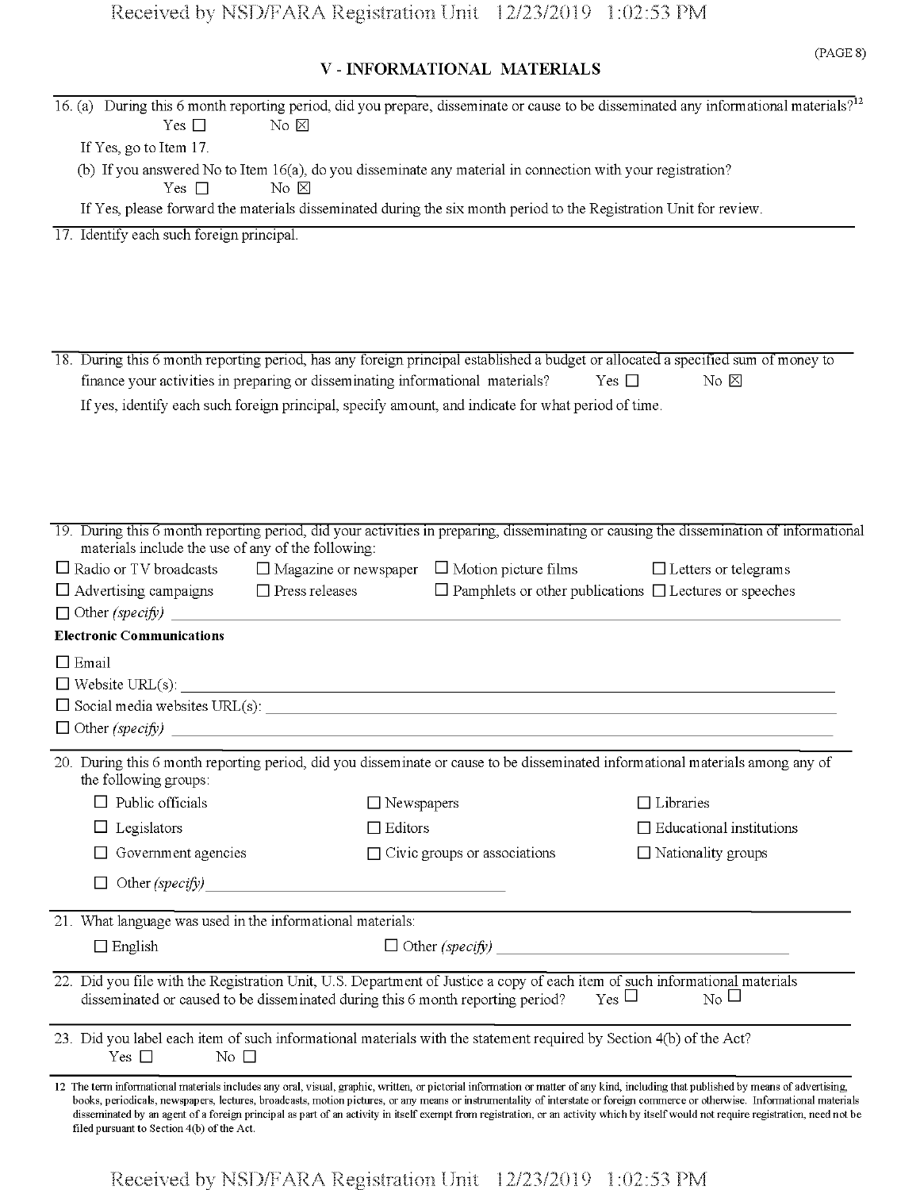(PAGE 8)

## V - INFORMATIONAL MATERIALS

16. (a) During this 6 month reporting period, did you prepare, disseminate or cause to be disseminated any informational materials?[12]

Yes ☐ No ☒

If Yes, go to Item 17.

(b) If you answered No to Item 16(a), do you disseminate any material in connection with your registration?

Yes ☐ No ☒

If Yes, please forward the materials disseminated during the six month period to the Registration Unit for review.

17. Identify each such foreign principal.

18. During this 6 month reporting period, has any foreign principal established a budget or allocated a specified sum of money to finance your activities in preparing or disseminating informational materials? Yes ☐ No ☒

If yes, identify each such foreign principal, specify amount, and indicate for what period of time.

19. During this 6 month reporting period, did your activities in preparing, disseminating or causing the dissemination of informational materials include the use of any of the following:

☐ Radio or TV broadcasts ☐ Magazine or newspaper ☐ Motion picture films ☐ Letters or telegrams

☐ Advertising campaigns ☐ Press releases ☐ Pamphlets or other publications ☐ Lectures or speeches

☐ Other *(specify)* ______

**Electronic Communications**

☐ Email

☐ Website URL(s): ______

☐ Social media websites URL(s): ______

☐ Other *(specify)* ______

20. During this 6 month reporting period, did you disseminate or cause to be disseminated informational materials among any of the following groups:

☐ Public officials ☐ Newspapers ☐ Libraries

☐ Legislators ☐ Editors ☐ Educational institutions

☐ Government agencies ☐ Civic groups or associations ☐ Nationality groups

☐ Other *(specify)* ______

21. What language was used in the informational materials:

☐ English ☐ Other *(specify)* ______

22. Did you file with the Registration Unit, U.S. Department of Justice a copy of each item of such informational materials disseminated or caused to be disseminated during this 6 month reporting period? Yes ☐ No ☐

23. Did you label each item of such informational materials with the statement required by Section 4(b) of the Act?

Yes ☐ No ☐

12 The term informational materials includes any oral, visual, graphic, written, or pictorial information or matter of any kind, including that published by means of advertising, books, periodicals, newspapers, lectures, broadcasts, motion pictures, or any means or instrumentality of interstate or foreign commerce or otherwise. Informational materials disseminated by an agent of a foreign principal as part of an activity in itself exempt from registration, or an activity which by itself would not require registration, need not be filed pursuant to Section 4(b) of the Act.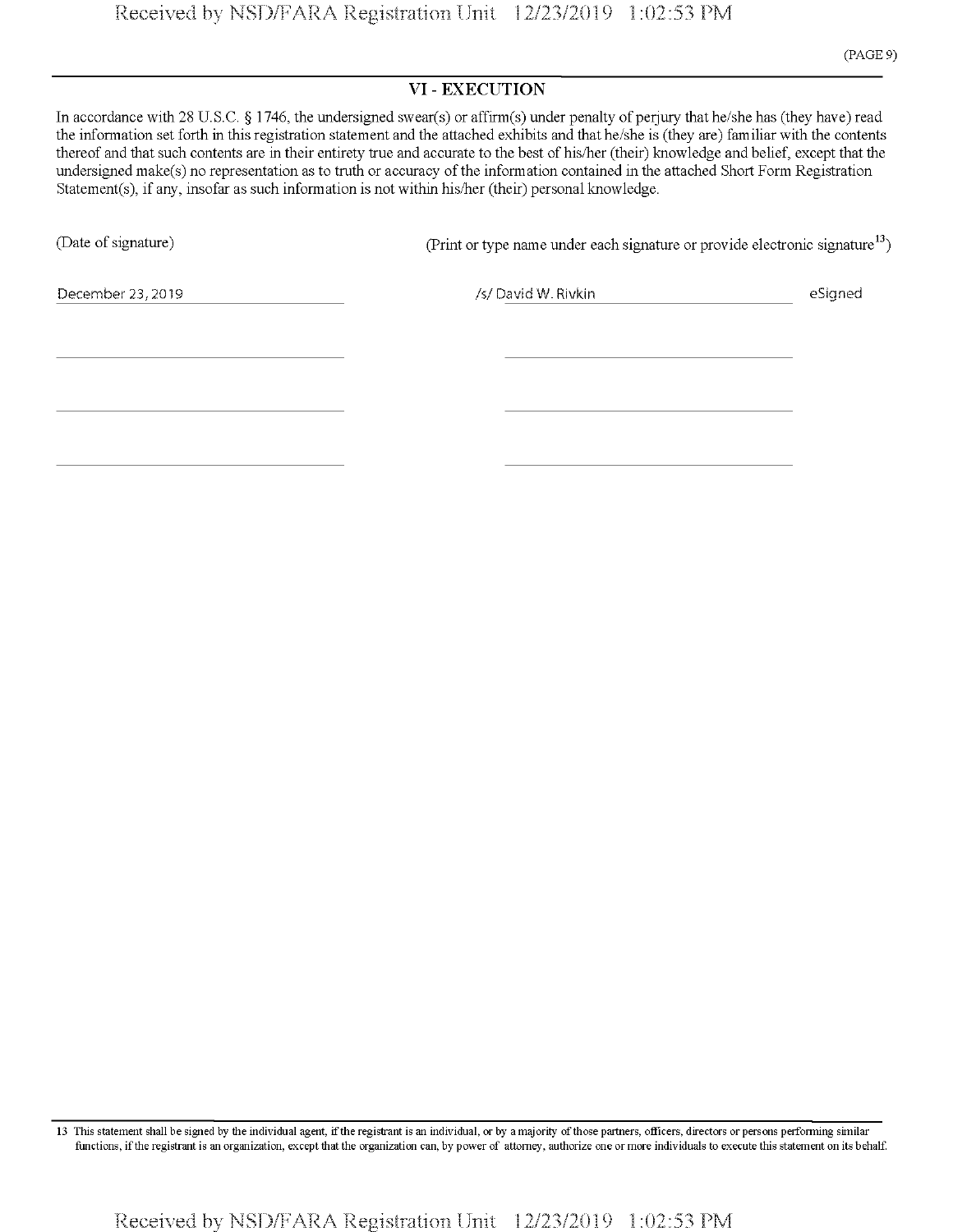## VI - EXECUTION

In accordance with 28 U.S.C. § 1746, the undersigned swear(s) or affirm(s) under penalty of perjury that he/she has (they have) read the information set forth in this registration statement and the attached exhibits and that he/she is (they are) familiar with the contents thereof and that such contents are in their entirety true and accurate to the best of his/her (their) knowledge and belief, except that the undersigned make(s) no representation as to truth or accuracy of the information contained in the attached Short Form Registration Statement(s), if any, insofar as such information is not within his/her (their) personal knowledge.

| (Date of signature) | (Print or type name under each signature or provide electronic signature[13]) | |
|---|---|---|
| December 23, 2019 | /s/ David W. Rivkin | eSigned |
| | | |
| | | |
| | | |

13 This statement shall be signed by the individual agent, if the registrant is an individual, or by a majority of those partners, officers, directors or persons performing similar functions, if the registrant is an organization, except that the organization can, by power of attorney, authorize one or more individuals to execute this statement on its behalf.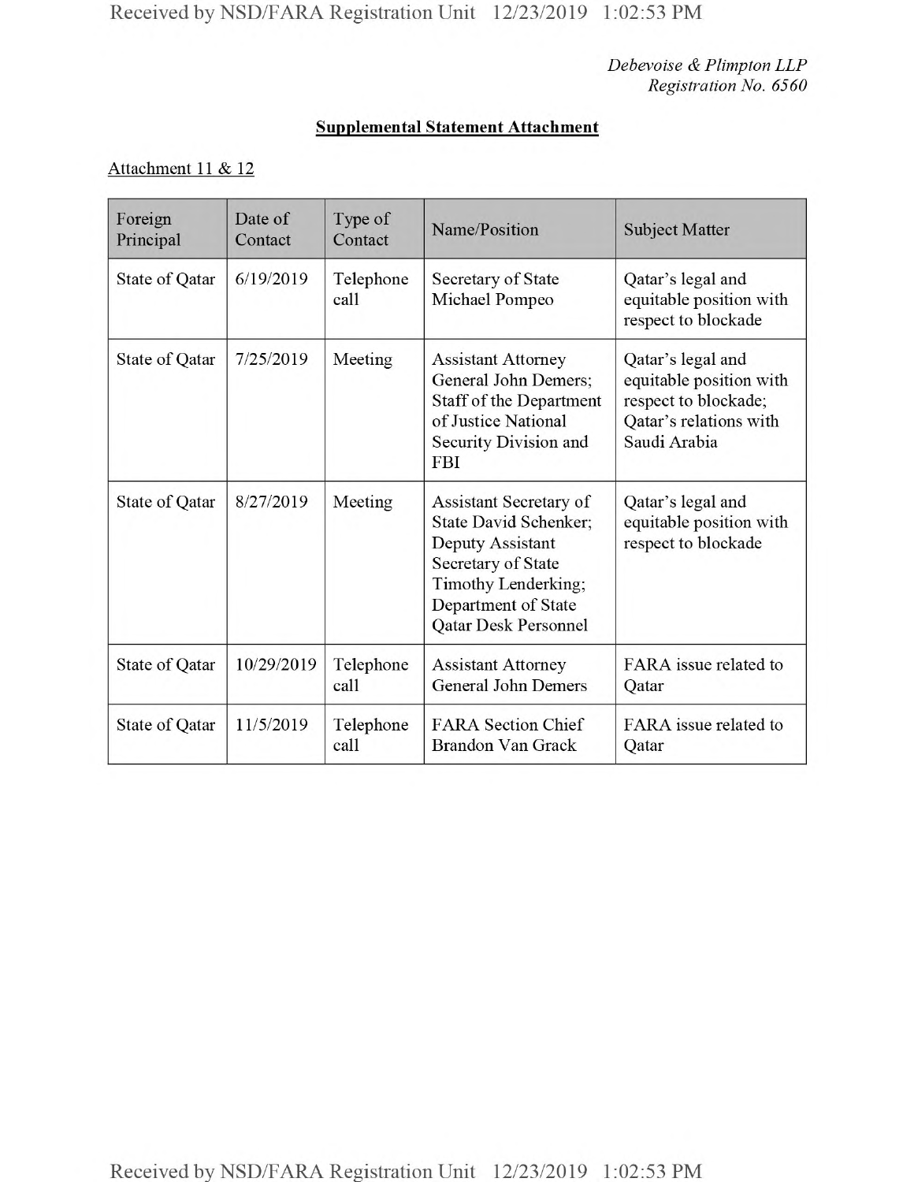*Debevoise & Plimpton LLP*
*Registration No. 6560*

## Supplemental Statement Attachment

Attachment 11 & 12

| Foreign Principal | Date of Contact | Type of Contact | Name/Position | Subject Matter |
|---|---|---|---|---|
| State of Qatar | 6/19/2019 | Telephone call | Secretary of State Michael Pompeo | Qatar's legal and equitable position with respect to blockade |
| State of Qatar | 7/25/2019 | Meeting | Assistant Attorney General John Demers; Staff of the Department of Justice National Security Division and FBI | Qatar's legal and equitable position with respect to blockade; Qatar's relations with Saudi Arabia |
| State of Qatar | 8/27/2019 | Meeting | Assistant Secretary of State David Schenker; Deputy Assistant Secretary of State Timothy Lenderking; Department of State Qatar Desk Personnel | Qatar's legal and equitable position with respect to blockade |
| State of Qatar | 10/29/2019 | Telephone call | Assistant Attorney General John Demers | FARA issue related to Qatar |
| State of Qatar | 11/5/2019 | Telephone call | FARA Section Chief Brandon Van Grack | FARA issue related to Qatar |